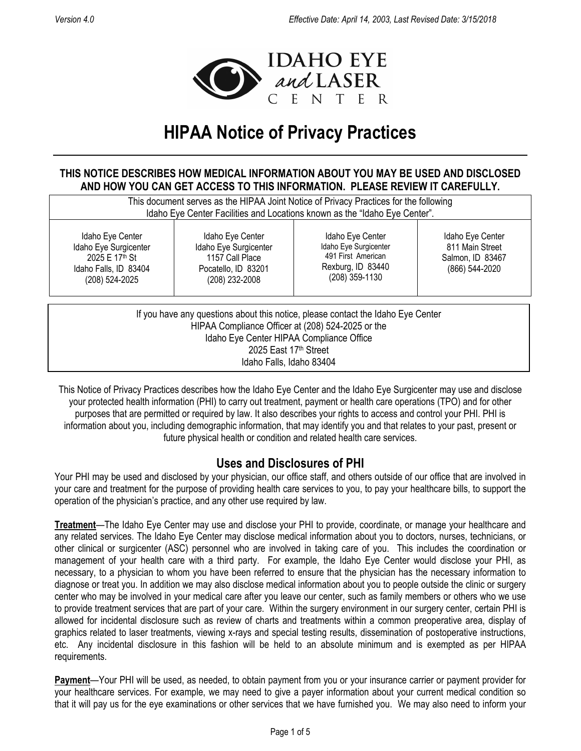Version 4.0 Effective Date: April 14, 2003, Last Revised Date: 3/15/2018

IDAHO EYE and LASER CENTER

# HIPAA Notice of Privacy Practices

**THIS NOTICE DESCRIBES HOW MEDICAL INFORMATION ABOUT YOU MAY BE USED AND DISCLOSED AND HOW YOU CAN GET ACCESS TO THIS INFORMATION. PLEASE REVIEW IT CAREFULLY.**

This document serves as the HIPAA Joint Notice of Privacy Practices for the following Idaho Eye Center Facilities and Locations known as the "Idaho Eye Center".

| | | | |
|---|---|---|---|
| Idaho Eye Center<br>Idaho Eye Surgicenter<br>2025 E 17th St<br>Idaho Falls, ID 83404<br>(208) 524-2025 | Idaho Eye Center<br>Idaho Eye Surgicenter<br>1157 Call Place<br>Pocatello, ID 83201<br>(208) 232-2008 | Idaho Eye Center<br>Idaho Eye Surgicenter<br>491 First American<br>Rexburg, ID 83440<br>(208) 359-1130 | Idaho Eye Center<br>811 Main Street<br>Salmon, ID 83467<br>(866) 544-2020 |

If you have any questions about this notice, please contact the Idaho Eye Center HIPAA Compliance Officer at (208) 524-2025 or the Idaho Eye Center HIPAA Compliance Office
2025 East 17th Street
Idaho Falls, Idaho 83404

This Notice of Privacy Practices describes how the Idaho Eye Center and the Idaho Eye Surgicenter may use and disclose your protected health information (PHI) to carry out treatment, payment or health care operations (TPO) and for other purposes that are permitted or required by law. It also describes your rights to access and control your PHI. PHI is information about you, including demographic information, that may identify you and that relates to your past, present or future physical health or condition and related health care services.

## Uses and Disclosures of PHI

Your PHI may be used and disclosed by your physician, our office staff, and others outside of our office that are involved in your care and treatment for the purpose of providing health care services to you, to pay your healthcare bills, to support the operation of the physician's practice, and any other use required by law.

**Treatment**—The Idaho Eye Center may use and disclose your PHI to provide, coordinate, or manage your healthcare and any related services. The Idaho Eye Center may disclose medical information about you to doctors, nurses, technicians, or other clinical or surgicenter (ASC) personnel who are involved in taking care of you. This includes the coordination or management of your health care with a third party. For example, the Idaho Eye Center would disclose your PHI, as necessary, to a physician to whom you have been referred to ensure that the physician has the necessary information to diagnose or treat you. In addition we may also disclose medical information about you to people outside the clinic or surgery center who may be involved in your medical care after you leave our center, such as family members or others who we use to provide treatment services that are part of your care. Within the surgery environment in our surgery center, certain PHI is allowed for incidental disclosure such as review of charts and treatments within a common preoperative area, display of graphics related to laser treatments, viewing x-rays and special testing results, dissemination of postoperative instructions, etc. Any incidental disclosure in this fashion will be held to an absolute minimum and is exempted as per HIPAA requirements.

**Payment**—Your PHI will be used, as needed, to obtain payment from you or your insurance carrier or payment provider for your healthcare services. For example, we may need to give a payer information about your current medical condition so that it will pay us for the eye examinations or other services that we have furnished you. We may also need to inform your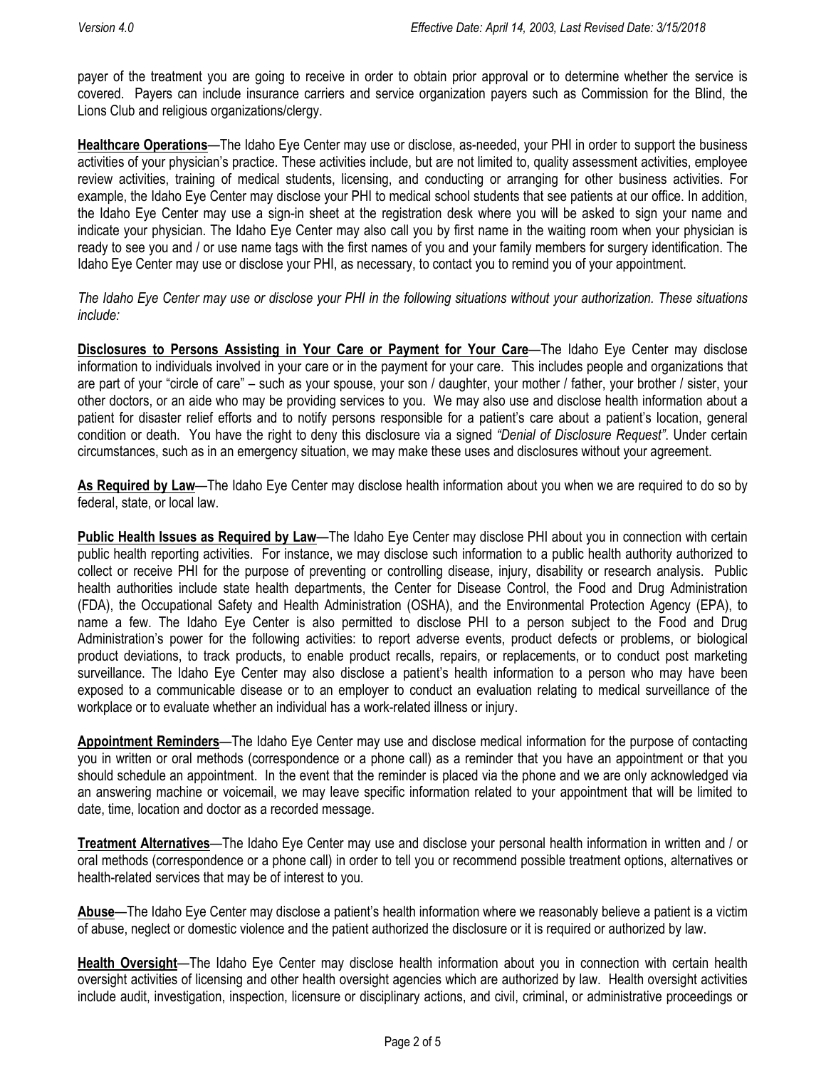payer of the treatment you are going to receive in order to obtain prior approval or to determine whether the service is covered. Payers can include insurance carriers and service organization payers such as Commission for the Blind, the Lions Club and religious organizations/clergy.

**Healthcare Operations**—The Idaho Eye Center may use or disclose, as-needed, your PHI in order to support the business activities of your physician's practice. These activities include, but are not limited to, quality assessment activities, employee review activities, training of medical students, licensing, and conducting or arranging for other business activities. For example, the Idaho Eye Center may disclose your PHI to medical school students that see patients at our office. In addition, the Idaho Eye Center may use a sign-in sheet at the registration desk where you will be asked to sign your name and indicate your physician. The Idaho Eye Center may also call you by first name in the waiting room when your physician is ready to see you and / or use name tags with the first names of you and your family members for surgery identification. The Idaho Eye Center may use or disclose your PHI, as necessary, to contact you to remind you of your appointment.

*The Idaho Eye Center may use or disclose your PHI in the following situations without your authorization. These situations include:*

**Disclosures to Persons Assisting in Your Care or Payment for Your Care**—The Idaho Eye Center may disclose information to individuals involved in your care or in the payment for your care. This includes people and organizations that are part of your "circle of care" – such as your spouse, your son / daughter, your mother / father, your brother / sister, your other doctors, or an aide who may be providing services to you. We may also use and disclose health information about a patient for disaster relief efforts and to notify persons responsible for a patient's care about a patient's location, general condition or death. You have the right to deny this disclosure via a signed *"Denial of Disclosure Request"*. Under certain circumstances, such as in an emergency situation, we may make these uses and disclosures without your agreement.

**As Required by Law**—The Idaho Eye Center may disclose health information about you when we are required to do so by federal, state, or local law.

**Public Health Issues as Required by Law**—The Idaho Eye Center may disclose PHI about you in connection with certain public health reporting activities. For instance, we may disclose such information to a public health authority authorized to collect or receive PHI for the purpose of preventing or controlling disease, injury, disability or research analysis. Public health authorities include state health departments, the Center for Disease Control, the Food and Drug Administration (FDA), the Occupational Safety and Health Administration (OSHA), and the Environmental Protection Agency (EPA), to name a few. The Idaho Eye Center is also permitted to disclose PHI to a person subject to the Food and Drug Administration's power for the following activities: to report adverse events, product defects or problems, or biological product deviations, to track products, to enable product recalls, repairs, or replacements, or to conduct post marketing surveillance. The Idaho Eye Center may also disclose a patient's health information to a person who may have been exposed to a communicable disease or to an employer to conduct an evaluation relating to medical surveillance of the workplace or to evaluate whether an individual has a work-related illness or injury.

**Appointment Reminders**—The Idaho Eye Center may use and disclose medical information for the purpose of contacting you in written or oral methods (correspondence or a phone call) as a reminder that you have an appointment or that you should schedule an appointment. In the event that the reminder is placed via the phone and we are only acknowledged via an answering machine or voicemail, we may leave specific information related to your appointment that will be limited to date, time, location and doctor as a recorded message.

**Treatment Alternatives**—The Idaho Eye Center may use and disclose your personal health information in written and / or oral methods (correspondence or a phone call) in order to tell you or recommend possible treatment options, alternatives or health-related services that may be of interest to you.

**Abuse**—The Idaho Eye Center may disclose a patient's health information where we reasonably believe a patient is a victim of abuse, neglect or domestic violence and the patient authorized the disclosure or it is required or authorized by law.

**Health Oversight**—The Idaho Eye Center may disclose health information about you in connection with certain health oversight activities of licensing and other health oversight agencies which are authorized by law. Health oversight activities include audit, investigation, inspection, licensure or disciplinary actions, and civil, criminal, or administrative proceedings or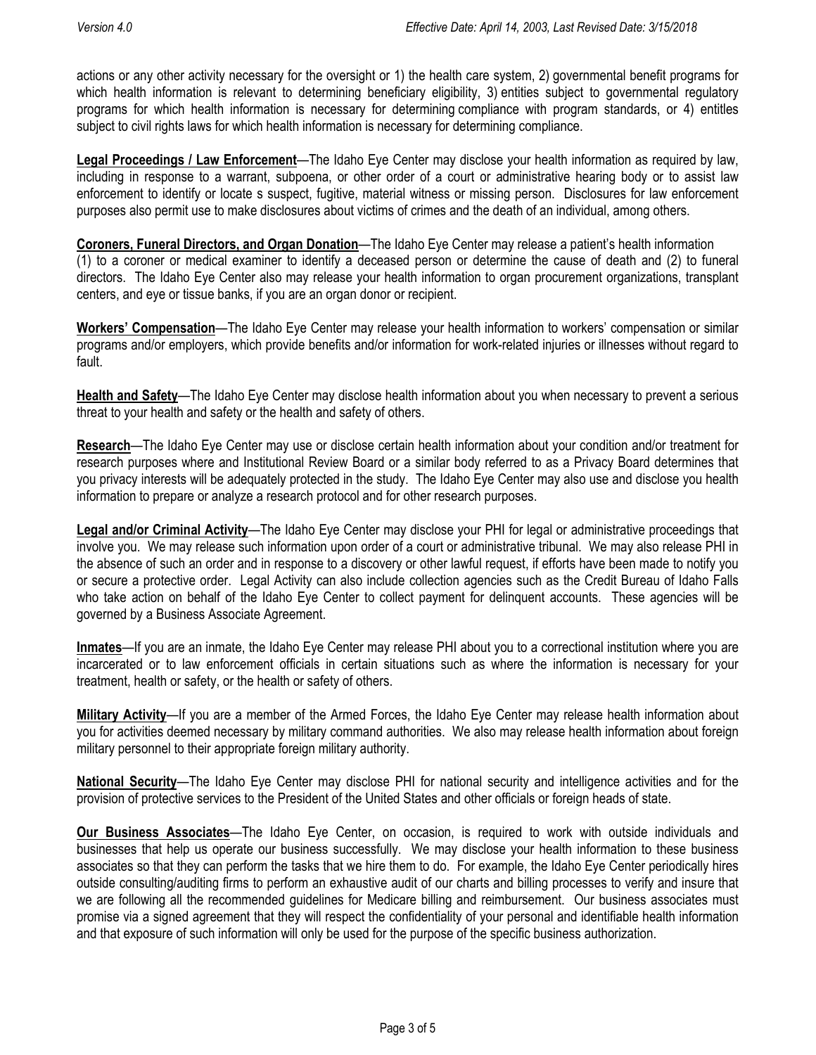actions or any other activity necessary for the oversight or 1) the health care system, 2) governmental benefit programs for which health information is relevant to determining beneficiary eligibility, 3) entities subject to governmental regulatory programs for which health information is necessary for determining compliance with program standards, or 4) entitles subject to civil rights laws for which health information is necessary for determining compliance.

**Legal Proceedings / Law Enforcement**—The Idaho Eye Center may disclose your health information as required by law, including in response to a warrant, subpoena, or other order of a court or administrative hearing body or to assist law enforcement to identify or locate s suspect, fugitive, material witness or missing person. Disclosures for law enforcement purposes also permit use to make disclosures about victims of crimes and the death of an individual, among others.

**Coroners, Funeral Directors, and Organ Donation**—The Idaho Eye Center may release a patient's health information (1) to a coroner or medical examiner to identify a deceased person or determine the cause of death and (2) to funeral directors. The Idaho Eye Center also may release your health information to organ procurement organizations, transplant centers, and eye or tissue banks, if you are an organ donor or recipient.

**Workers' Compensation**—The Idaho Eye Center may release your health information to workers' compensation or similar programs and/or employers, which provide benefits and/or information for work-related injuries or illnesses without regard to fault.

**Health and Safety**—The Idaho Eye Center may disclose health information about you when necessary to prevent a serious threat to your health and safety or the health and safety of others.

**Research**—The Idaho Eye Center may use or disclose certain health information about your condition and/or treatment for research purposes where and Institutional Review Board or a similar body referred to as a Privacy Board determines that you privacy interests will be adequately protected in the study. The Idaho Eye Center may also use and disclose you health information to prepare or analyze a research protocol and for other research purposes.

**Legal and/or Criminal Activity**—The Idaho Eye Center may disclose your PHI for legal or administrative proceedings that involve you. We may release such information upon order of a court or administrative tribunal. We may also release PHI in the absence of such an order and in response to a discovery or other lawful request, if efforts have been made to notify you or secure a protective order. Legal Activity can also include collection agencies such as the Credit Bureau of Idaho Falls who take action on behalf of the Idaho Eye Center to collect payment for delinquent accounts. These agencies will be governed by a Business Associate Agreement.

**Inmates**—If you are an inmate, the Idaho Eye Center may release PHI about you to a correctional institution where you are incarcerated or to law enforcement officials in certain situations such as where the information is necessary for your treatment, health or safety, or the health or safety of others.

**Military Activity**—If you are a member of the Armed Forces, the Idaho Eye Center may release health information about you for activities deemed necessary by military command authorities. We also may release health information about foreign military personnel to their appropriate foreign military authority.

**National Security**—The Idaho Eye Center may disclose PHI for national security and intelligence activities and for the provision of protective services to the President of the United States and other officials or foreign heads of state.

**Our Business Associates**—The Idaho Eye Center, on occasion, is required to work with outside individuals and businesses that help us operate our business successfully. We may disclose your health information to these business associates so that they can perform the tasks that we hire them to do. For example, the Idaho Eye Center periodically hires outside consulting/auditing firms to perform an exhaustive audit of our charts and billing processes to verify and insure that we are following all the recommended guidelines for Medicare billing and reimbursement. Our business associates must promise via a signed agreement that they will respect the confidentiality of your personal and identifiable health information and that exposure of such information will only be used for the purpose of the specific business authorization.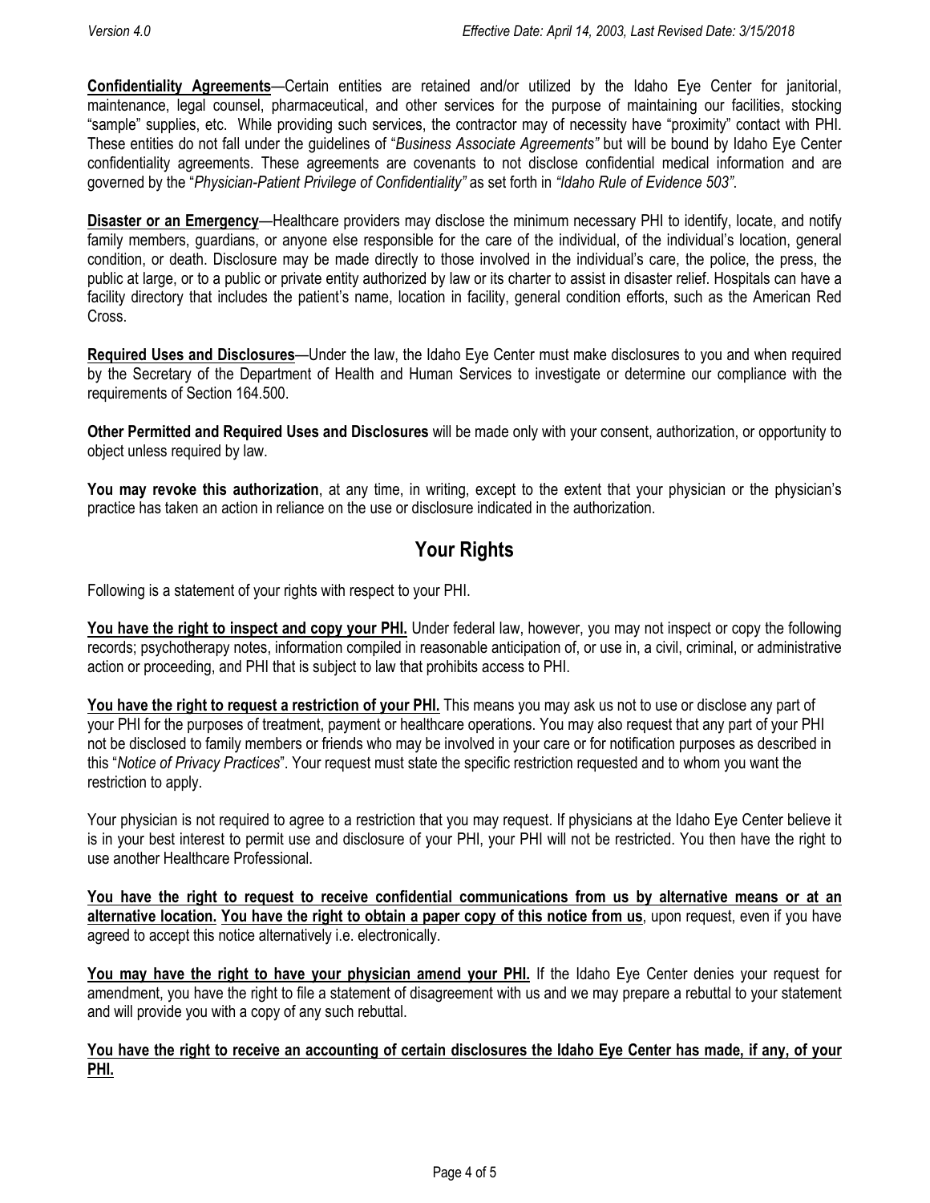**Confidentiality Agreements**—Certain entities are retained and/or utilized by the Idaho Eye Center for janitorial, maintenance, legal counsel, pharmaceutical, and other services for the purpose of maintaining our facilities, stocking "sample" supplies, etc. While providing such services, the contractor may of necessity have "proximity" contact with PHI. These entities do not fall under the guidelines of "*Business Associate Agreements"* but will be bound by Idaho Eye Center confidentiality agreements. These agreements are covenants to not disclose confidential medical information and are governed by the "*Physician-Patient Privilege of Confidentiality"* as set forth in *"Idaho Rule of Evidence 503"*.

**Disaster or an Emergency**—Healthcare providers may disclose the minimum necessary PHI to identify, locate, and notify family members, guardians, or anyone else responsible for the care of the individual, of the individual's location, general condition, or death. Disclosure may be made directly to those involved in the individual's care, the police, the press, the public at large, or to a public or private entity authorized by law or its charter to assist in disaster relief. Hospitals can have a facility directory that includes the patient's name, location in facility, general condition efforts, such as the American Red Cross.

**Required Uses and Disclosures**—Under the law, the Idaho Eye Center must make disclosures to you and when required by the Secretary of the Department of Health and Human Services to investigate or determine our compliance with the requirements of Section 164.500.

**Other Permitted and Required Uses and Disclosures** will be made only with your consent, authorization, or opportunity to object unless required by law.

**You may revoke this authorization**, at any time, in writing, except to the extent that your physician or the physician's practice has taken an action in reliance on the use or disclosure indicated in the authorization.

## Your Rights

Following is a statement of your rights with respect to your PHI.

**You have the right to inspect and copy your PHI.** Under federal law, however, you may not inspect or copy the following records; psychotherapy notes, information compiled in reasonable anticipation of, or use in, a civil, criminal, or administrative action or proceeding, and PHI that is subject to law that prohibits access to PHI.

**You have the right to request a restriction of your PHI.** This means you may ask us not to use or disclose any part of your PHI for the purposes of treatment, payment or healthcare operations. You may also request that any part of your PHI not be disclosed to family members or friends who may be involved in your care or for notification purposes as described in this "*Notice of Privacy Practices*". Your request must state the specific restriction requested and to whom you want the restriction to apply.

Your physician is not required to agree to a restriction that you may request. If physicians at the Idaho Eye Center believe it is in your best interest to permit use and disclosure of your PHI, your PHI will not be restricted. You then have the right to use another Healthcare Professional.

**You have the right to request to receive confidential communications from us by alternative means or at an alternative location. You have the right to obtain a paper copy of this notice from us**, upon request, even if you have agreed to accept this notice alternatively i.e. electronically.

**You may have the right to have your physician amend your PHI.** If the Idaho Eye Center denies your request for amendment, you have the right to file a statement of disagreement with us and we may prepare a rebuttal to your statement and will provide you with a copy of any such rebuttal.

**You have the right to receive an accounting of certain disclosures the Idaho Eye Center has made, if any, of your PHI.**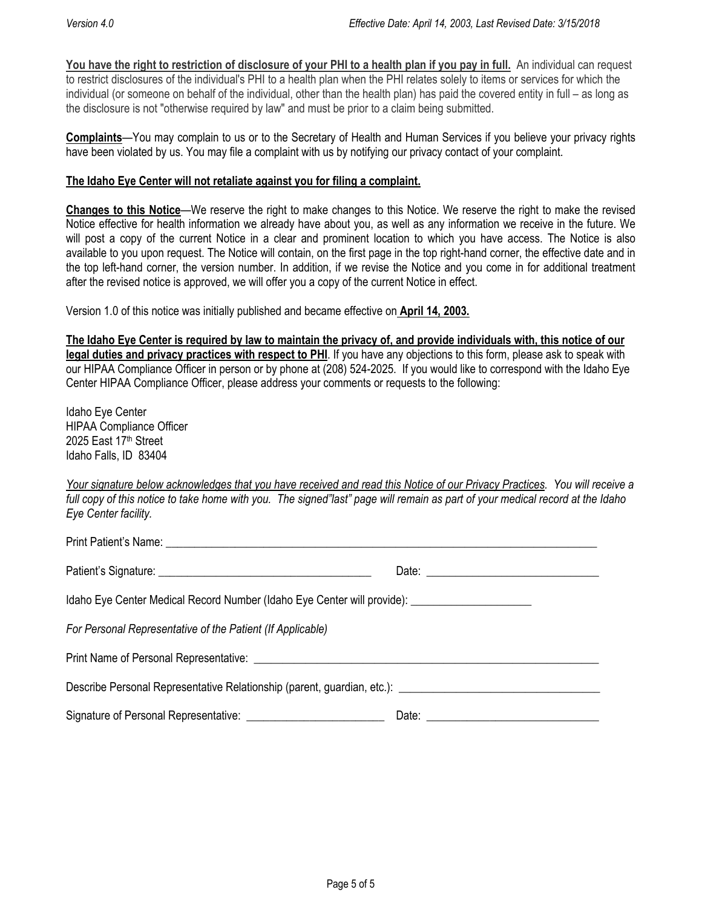**You have the right to restriction of disclosure of your PHI to a health plan if you pay in full.** An individual can request to restrict disclosures of the individual's PHI to a health plan when the PHI relates solely to items or services for which the individual (or someone on behalf of the individual, other than the health plan) has paid the covered entity in full – as long as the disclosure is not "otherwise required by law" and must be prior to a claim being submitted.

**Complaints**—You may complain to us or to the Secretary of Health and Human Services if you believe your privacy rights have been violated by us. You may file a complaint with us by notifying our privacy contact of your complaint.

**The Idaho Eye Center will not retaliate against you for filing a complaint.**

**Changes to this Notice**—We reserve the right to make changes to this Notice. We reserve the right to make the revised Notice effective for health information we already have about you, as well as any information we receive in the future. We will post a copy of the current Notice in a clear and prominent location to which you have access. The Notice is also available to you upon request. The Notice will contain, on the first page in the top right-hand corner, the effective date and in the top left-hand corner, the version number. In addition, if we revise the Notice and you come in for additional treatment after the revised notice is approved, we will offer you a copy of the current Notice in effect.

Version 1.0 of this notice was initially published and became effective on **April 14, 2003.**

**The Idaho Eye Center is required by law to maintain the privacy of, and provide individuals with, this notice of our legal duties and privacy practices with respect to PHI**. If you have any objections to this form, please ask to speak with our HIPAA Compliance Officer in person or by phone at (208) 524-2025. If you would like to correspond with the Idaho Eye Center HIPAA Compliance Officer, please address your comments or requests to the following:

Idaho Eye Center
HIPAA Compliance Officer
2025 East 17th Street
Idaho Falls, ID 83404

*Your signature below acknowledges that you have received and read this Notice of our Privacy Practices. You will receive a full copy of this notice to take home with you. The signed"last" page will remain as part of your medical record at the Idaho Eye Center facility.*

Print Patient's Name: ______________________________________________________________

Patient's Signature: ______________________________ Date: ________________________

Idaho Eye Center Medical Record Number (Idaho Eye Center will provide): ________________

*For Personal Representative of the Patient (If Applicable)*

Print Name of Personal Representative: _______________________________________________

Describe Personal Representative Relationship (parent, guardian, etc.): ___________________________

Signature of Personal Representative: ____________________ Date: ________________________